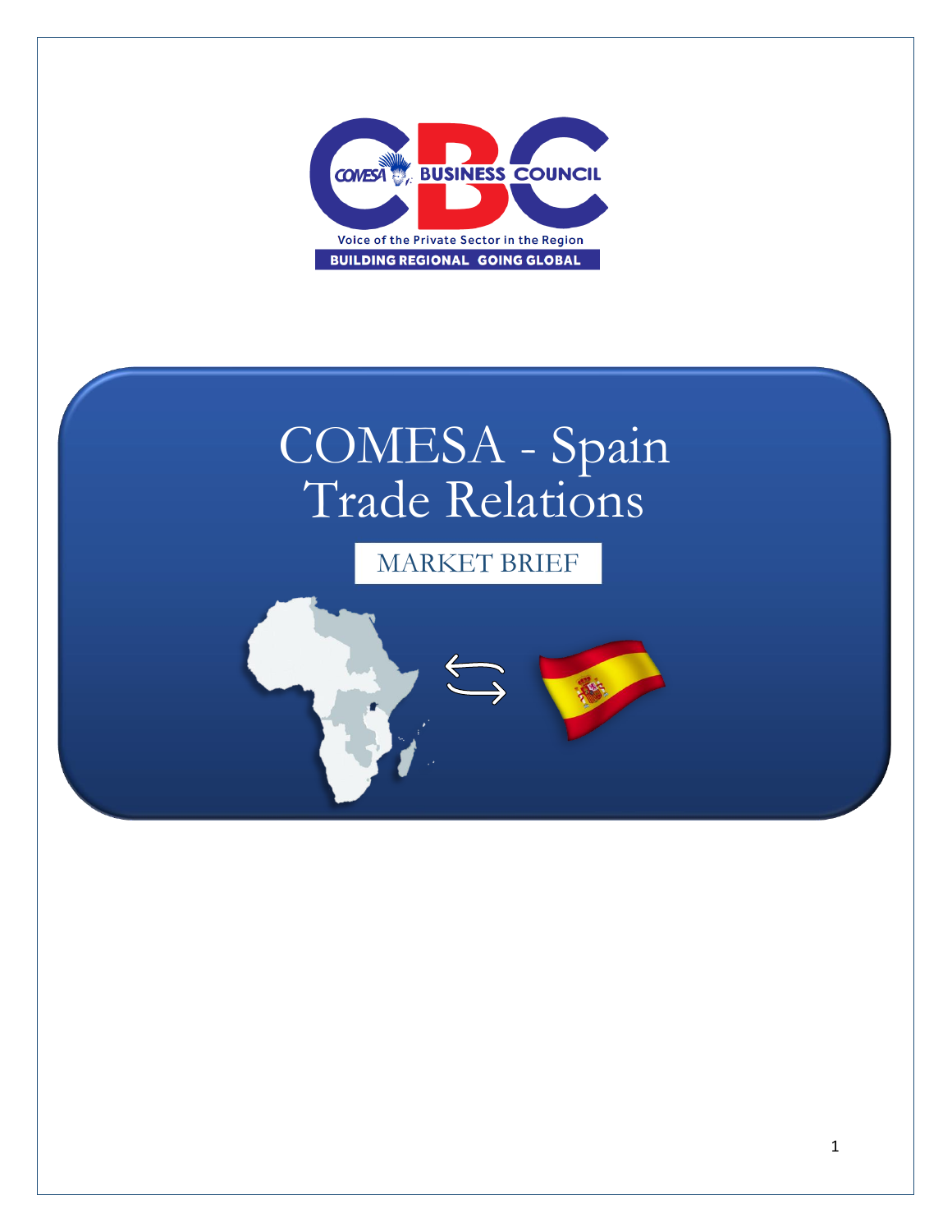CBC COMESA BUSINESS COUNCIL

Voice of the Private Sector in the Region

BUILDING REGIONAL GOING GLOBAL

# COMESA - Spain Trade Relations

## MARKET BRIEF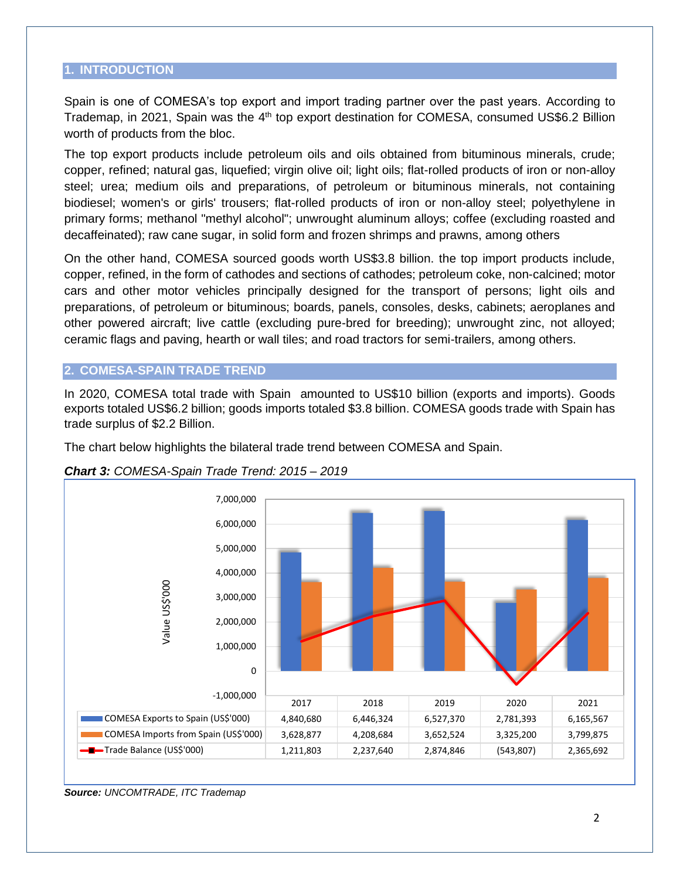## 1. INTRODUCTION

Spain is one of COMESA's top export and import trading partner over the past years. According to Trademap, in 2021, Spain was the 4th top export destination for COMESA, consumed US$6.2 Billion worth of products from the bloc.

The top export products include petroleum oils and oils obtained from bituminous minerals, crude; copper, refined; natural gas, liquefied; virgin olive oil; light oils; flat-rolled products of iron or non-alloy steel; urea; medium oils and preparations, of petroleum or bituminous minerals, not containing biodiesel; women's or girls' trousers; flat-rolled products of iron or non-alloy steel; polyethylene in primary forms; methanol "methyl alcohol"; unwrought aluminum alloys; coffee (excluding roasted and decaffeinated); raw cane sugar, in solid form and frozen shrimps and prawns, among others

On the other hand, COMESA sourced goods worth US$3.8 billion. the top import products include, copper, refined, in the form of cathodes and sections of cathodes; petroleum coke, non-calcined; motor cars and other motor vehicles principally designed for the transport of persons; light oils and preparations, of petroleum or bituminous; boards, panels, consoles, desks, cabinets; aeroplanes and other powered aircraft; live cattle (excluding pure-bred for breeding); unwrought zinc, not alloyed; ceramic flags and paving, hearth or wall tiles; and road tractors for semi-trailers, among others.

## 2. COMESA-SPAIN TRADE TREND

In 2020, COMESA total trade with Spain amounted to US$10 billion (exports and imports). Goods exports totaled US$6.2 billion; goods imports totaled $3.8 billion. COMESA goods trade with Spain has trade surplus of $2.2 Billion.

The chart below highlights the bilateral trade trend between COMESA and Spain.

***Chart 3:*** *COMESA-Spain Trade Trend: 2015 – 2019*

| | 2017 | 2018 | 2019 | 2020 | 2021 |
|---|---|---|---|---|---|
| COMESA Exports to Spain (US$'000) | 4,840,680 | 6,446,324 | 6,527,370 | 2,781,393 | 6,165,567 |
| COMESA Imports from Spain (US$'000) | 3,628,877 | 4,208,684 | 3,652,524 | 3,325,200 | 3,799,875 |
| Trade Balance (US$'000) | 1,211,803 | 2,237,640 | 2,874,846 | (543,807) | 2,365,692 |

***Source:*** *UNCOMTRADE, ITC Trademap*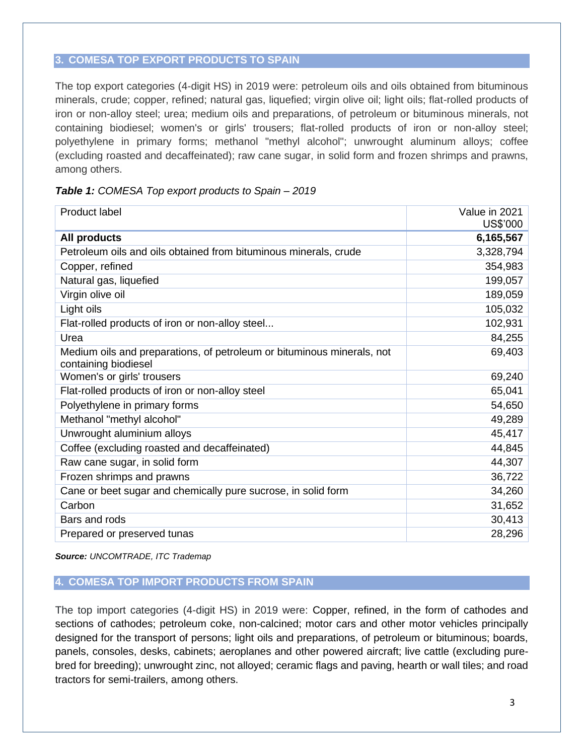## 3. COMESA TOP EXPORT PRODUCTS TO SPAIN

The top export categories (4-digit HS) in 2019 were: petroleum oils and oils obtained from bituminous minerals, crude; copper, refined; natural gas, liquefied; virgin olive oil; light oils; flat-rolled products of iron or non-alloy steel; urea; medium oils and preparations, of petroleum or bituminous minerals, not containing biodiesel; women's or girls' trousers; flat-rolled products of iron or non-alloy steel; polyethylene in primary forms; methanol "methyl alcohol"; unwrought aluminum alloys; coffee (excluding roasted and decaffeinated); raw cane sugar, in solid form and frozen shrimps and prawns, among others.

***Table 1:*** *COMESA Top export products to Spain – 2019*

| Product label | Value in 2021 US$'000 |
|---|---:|
| **All products** | **6,165,567** |
| Petroleum oils and oils obtained from bituminous minerals, crude | 3,328,794 |
| Copper, refined | 354,983 |
| Natural gas, liquefied | 199,057 |
| Virgin olive oil | 189,059 |
| Light oils | 105,032 |
| Flat-rolled products of iron or non-alloy steel... | 102,931 |
| Urea | 84,255 |
| Medium oils and preparations, of petroleum or bituminous minerals, not containing biodiesel | 69,403 |
| Women's or girls' trousers | 69,240 |
| Flat-rolled products of iron or non-alloy steel | 65,041 |
| Polyethylene in primary forms | 54,650 |
| Methanol "methyl alcohol" | 49,289 |
| Unwrought aluminium alloys | 45,417 |
| Coffee (excluding roasted and decaffeinated) | 44,845 |
| Raw cane sugar, in solid form | 44,307 |
| Frozen shrimps and prawns | 36,722 |
| Cane or beet sugar and chemically pure sucrose, in solid form | 34,260 |
| Carbon | 31,652 |
| Bars and rods | 30,413 |
| Prepared or preserved tunas | 28,296 |

***Source:*** *UNCOMTRADE, ITC Trademap*

## 4. COMESA TOP IMPORT PRODUCTS FROM SPAIN

The top import categories (4-digit HS) in 2019 were: Copper, refined, in the form of cathodes and sections of cathodes; petroleum coke, non-calcined; motor cars and other motor vehicles principally designed for the transport of persons; light oils and preparations, of petroleum or bituminous; boards, panels, consoles, desks, cabinets; aeroplanes and other powered aircraft; live cattle (excluding pure-bred for breeding); unwrought zinc, not alloyed; ceramic flags and paving, hearth or wall tiles; and road tractors for semi-trailers, among others.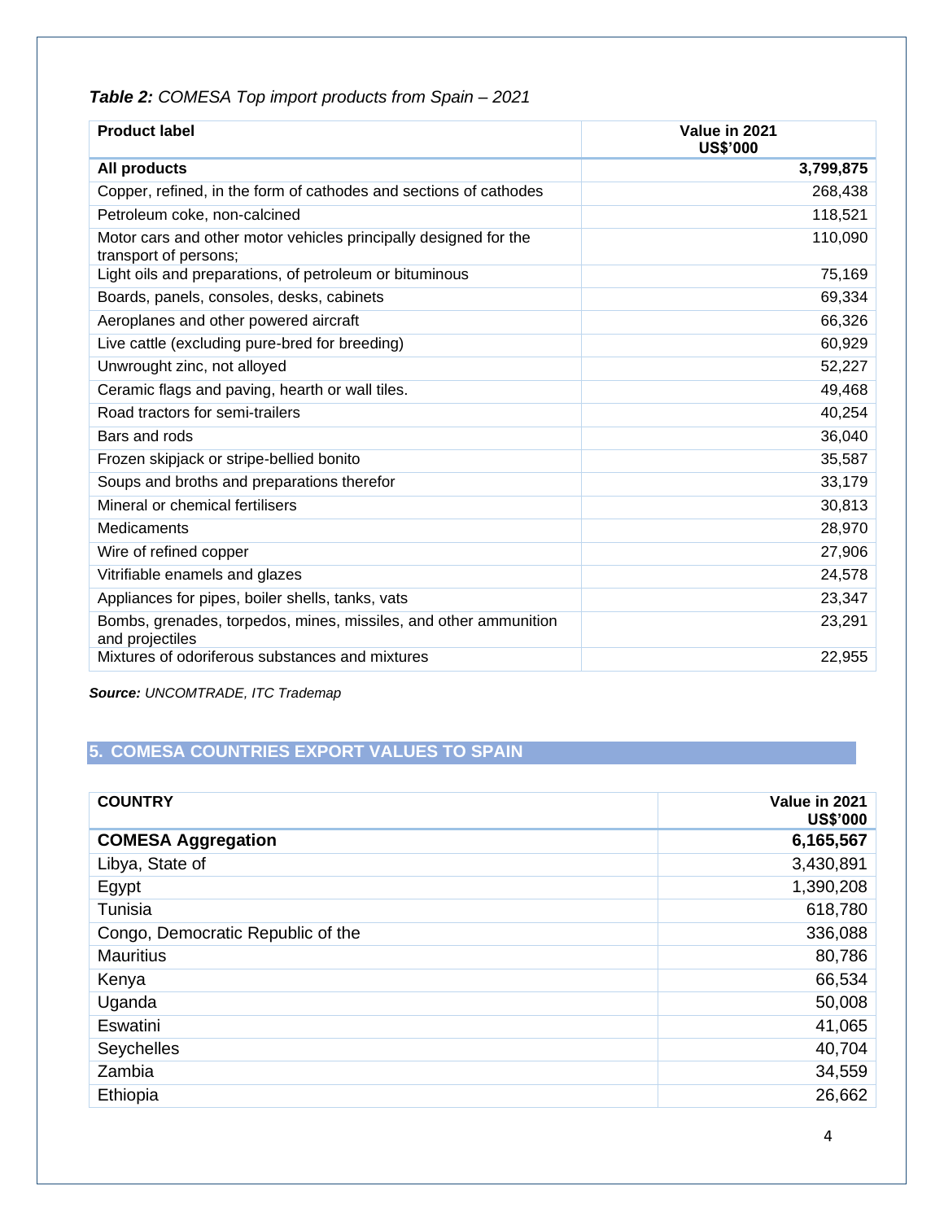***Table 2:*** *COMESA Top import products from Spain – 2021*

| Product label | Value in 2021 US$'000 |
|---|---|
| **All products** | **3,799,875** |
| Copper, refined, in the form of cathodes and sections of cathodes | 268,438 |
| Petroleum coke, non-calcined | 118,521 |
| Motor cars and other motor vehicles principally designed for the transport of persons; | 110,090 |
| Light oils and preparations, of petroleum or bituminous | 75,169 |
| Boards, panels, consoles, desks, cabinets | 69,334 |
| Aeroplanes and other powered aircraft | 66,326 |
| Live cattle (excluding pure-bred for breeding) | 60,929 |
| Unwrought zinc, not alloyed | 52,227 |
| Ceramic flags and paving, hearth or wall tiles. | 49,468 |
| Road tractors for semi-trailers | 40,254 |
| Bars and rods | 36,040 |
| Frozen skipjack or stripe-bellied bonito | 35,587 |
| Soups and broths and preparations therefor | 33,179 |
| Mineral or chemical fertilisers | 30,813 |
| Medicaments | 28,970 |
| Wire of refined copper | 27,906 |
| Vitrifiable enamels and glazes | 24,578 |
| Appliances for pipes, boiler shells, tanks, vats | 23,347 |
| Bombs, grenades, torpedos, mines, missiles, and other ammunition and projectiles | 23,291 |
| Mixtures of odoriferous substances and mixtures | 22,955 |

***Source:*** *UNCOMTRADE, ITC Trademap*

## 5. COMESA COUNTRIES EXPORT VALUES TO SPAIN

| COUNTRY | Value in 2021 US$'000 |
|---|---|
| **COMESA Aggregation** | **6,165,567** |
| Libya, State of | 3,430,891 |
| Egypt | 1,390,208 |
| Tunisia | 618,780 |
| Congo, Democratic Republic of the | 336,088 |
| Mauritius | 80,786 |
| Kenya | 66,534 |
| Uganda | 50,008 |
| Eswatini | 41,065 |
| Seychelles | 40,704 |
| Zambia | 34,559 |
| Ethiopia | 26,662 |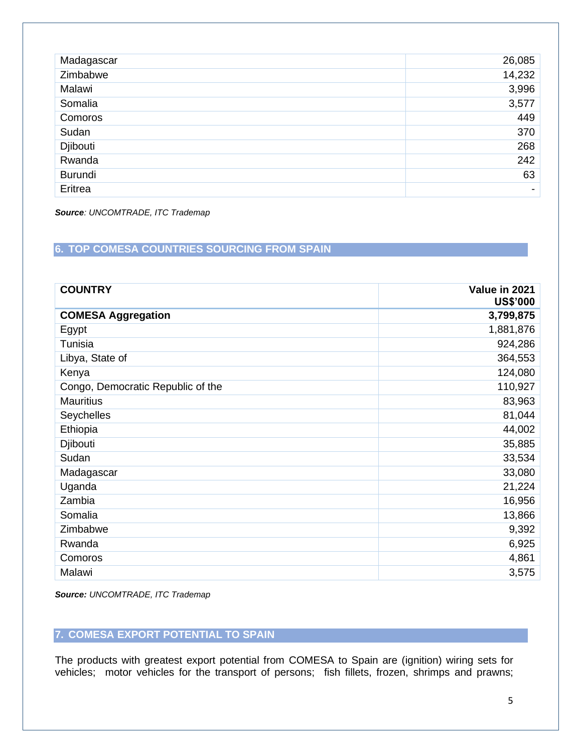| | |
|---|---|
| Madagascar | 26,085 |
| Zimbabwe | 14,232 |
| Malawi | 3,996 |
| Somalia | 3,577 |
| Comoros | 449 |
| Sudan | 370 |
| Djibouti | 268 |
| Rwanda | 242 |
| Burundi | 63 |
| Eritrea | - |

***Source**: UNCOMTRADE, ITC Trademap*

## 6. TOP COMESA COUNTRIES SOURCING FROM SPAIN

| COUNTRY | Value in 2021 US$'000 |
|---|---|
| **COMESA Aggregation** | **3,799,875** |
| Egypt | 1,881,876 |
| Tunisia | 924,286 |
| Libya, State of | 364,553 |
| Kenya | 124,080 |
| Congo, Democratic Republic of the | 110,927 |
| Mauritius | 83,963 |
| Seychelles | 81,044 |
| Ethiopia | 44,002 |
| Djibouti | 35,885 |
| Sudan | 33,534 |
| Madagascar | 33,080 |
| Uganda | 21,224 |
| Zambia | 16,956 |
| Somalia | 13,866 |
| Zimbabwe | 9,392 |
| Rwanda | 6,925 |
| Comoros | 4,861 |
| Malawi | 3,575 |

***Source:** UNCOMTRADE, ITC Trademap*

## 7. COMESA EXPORT POTENTIAL TO SPAIN

The products with greatest export potential from COMESA to Spain are (ignition) wiring sets for vehicles; motor vehicles for the transport of persons; fish fillets, frozen, shrimps and prawns;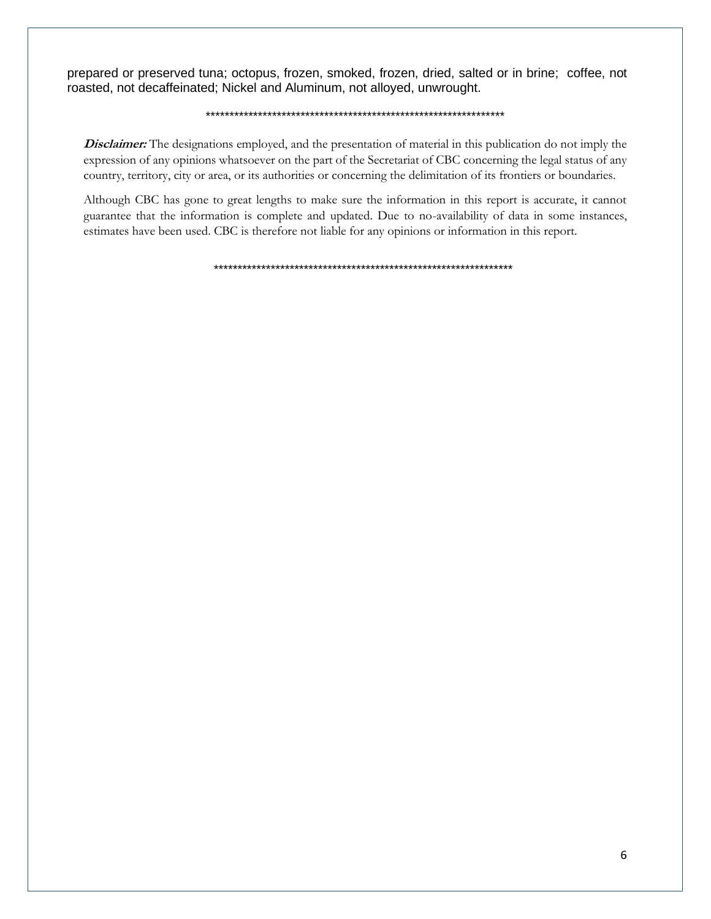prepared or preserved tuna; octopus, frozen, smoked, frozen, dried, salted or in brine; coffee, not roasted, not decaffeinated; Nickel and Aluminum, not alloyed, unwrought.

*****************************************************************

***Disclaimer:*** The designations employed, and the presentation of material in this publication do not imply the expression of any opinions whatsoever on the part of the Secretariat of CBC concerning the legal status of any country, territory, city or area, or its authorities or concerning the delimitation of its frontiers or boundaries.

Although CBC has gone to great lengths to make sure the information in this report is accurate, it cannot guarantee that the information is complete and updated. Due to no-availability of data in some instances, estimates have been used. CBC is therefore not liable for any opinions or information in this report.

*****************************************************************